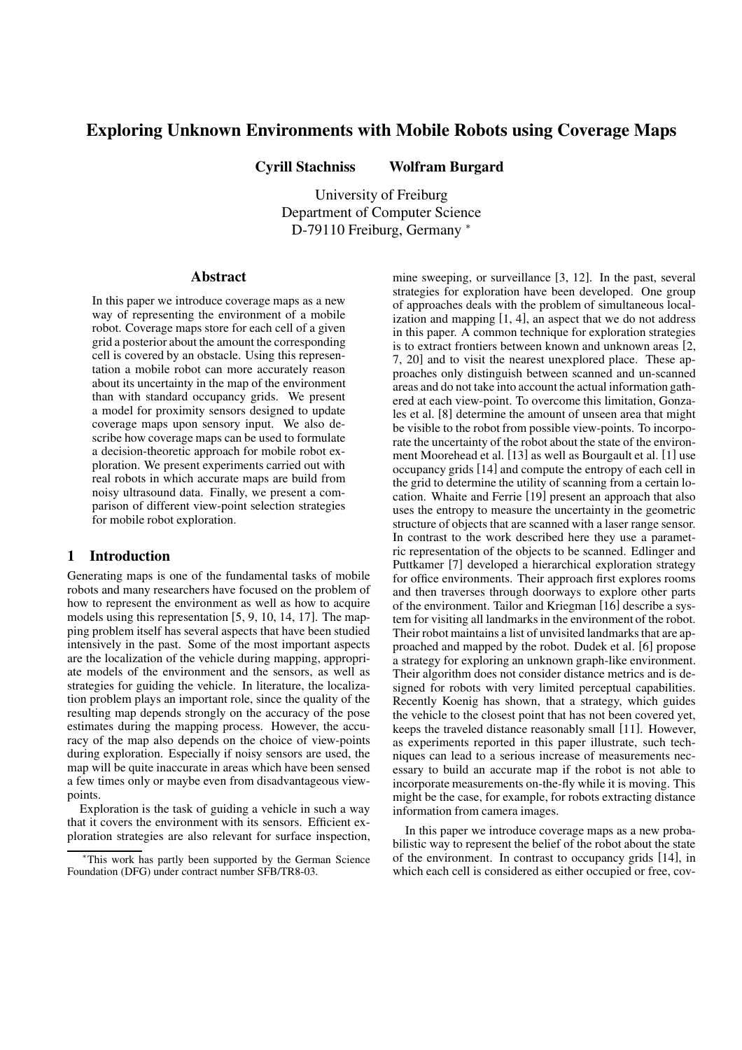# Exploring Unknown Environments with Mobile Robots using Coverage Maps

**Cyrill Stachniss** **Wolfram Burgard**

University of Freiburg
Department of Computer Science
D-79110 Freiburg, Germany *

## Abstract

In this paper we introduce coverage maps as a new way of representing the environment of a mobile robot. Coverage maps store for each cell of a given grid a posterior about the amount the corresponding cell is covered by an obstacle. Using this representation a mobile robot can more accurately reason about its uncertainty in the map of the environment than with standard occupancy grids. We present a model for proximity sensors designed to update coverage maps upon sensory input. We also describe how coverage maps can be used to formulate a decision-theoretic approach for mobile robot exploration. We present experiments carried out with real robots in which accurate maps are build from noisy ultrasound data. Finally, we present a comparison of different view-point selection strategies for mobile robot exploration.

## 1 Introduction

Generating maps is one of the fundamental tasks of mobile robots and many researchers have focused on the problem of how to represent the environment as well as how to acquire models using this representation [5, 9, 10, 14, 17]. The mapping problem itself has several aspects that have been studied intensively in the past. Some of the most important aspects are the localization of the vehicle during mapping, appropriate models of the environment and the sensors, as well as strategies for guiding the vehicle. In literature, the localization problem plays an important role, since the quality of the resulting map depends strongly on the accuracy of the pose estimates during the mapping process. However, the accuracy of the map also depends on the choice of view-points during exploration. Especially if noisy sensors are used, the map will be quite inaccurate in areas which have been sensed a few times only or maybe even from disadvantageous view-points.

Exploration is the task of guiding a vehicle in such a way that it covers the environment with its sensors. Efficient exploration strategies are also relevant for surface inspection, mine sweeping, or surveillance [3, 12]. In the past, several strategies for exploration have been developed. One group of approaches deals with the problem of simultaneous localization and mapping [1, 4], an aspect that we do not address in this paper. A common technique for exploration strategies is to extract frontiers between known and unknown areas [2, 7, 20] and to visit the nearest unexplored place. These approaches only distinguish between scanned and un-scanned areas and do not take into account the actual information gathered at each view-point. To overcome this limitation, Gonzales et al. [8] determine the amount of unseen area that might be visible to the robot from possible view-points. To incorporate the uncertainty of the robot about the state of the environment Moorehead et al. [13] as well as Bourgault et al. [1] use occupancy grids [14] and compute the entropy of each cell in the grid to determine the utility of scanning from a certain location. Whaite and Ferrie [19] present an approach that also uses the entropy to measure the uncertainty in the geometric structure of objects that are scanned with a laser range sensor. In contrast to the work described here they use a parametric representation of the objects to be scanned. Edlinger and Puttkamer [7] developed a hierarchical exploration strategy for office environments. Their approach first explores rooms and then traverses through doorways to explore other parts of the environment. Tailor and Kriegman [16] describe a system for visiting all landmarks in the environment of the robot. Their robot maintains a list of unvisited landmarks that are approached and mapped by the robot. Dudek et al. [6] propose a strategy for exploring an unknown graph-like environment. Their algorithm does not consider distance metrics and is designed for robots with very limited perceptual capabilities. Recently Koenig has shown, that a strategy, which guides the vehicle to the closest point that has not been covered yet, keeps the traveled distance reasonably small [11]. However, as experiments reported in this paper illustrate, such techniques can lead to a serious increase of measurements necessary to build an accurate map if the robot is not able to incorporate measurements on-the-fly while it is moving. This might be the case, for example, for robots extracting distance information from camera images.

In this paper we introduce coverage maps as a new probabilistic way to represent the belief of the robot about the state of the environment. In contrast to occupancy grids [14], in which each cell is considered as either occupied or free, cov-

*This work has partly been supported by the German Science Foundation (DFG) under contract number SFB/TR8-03.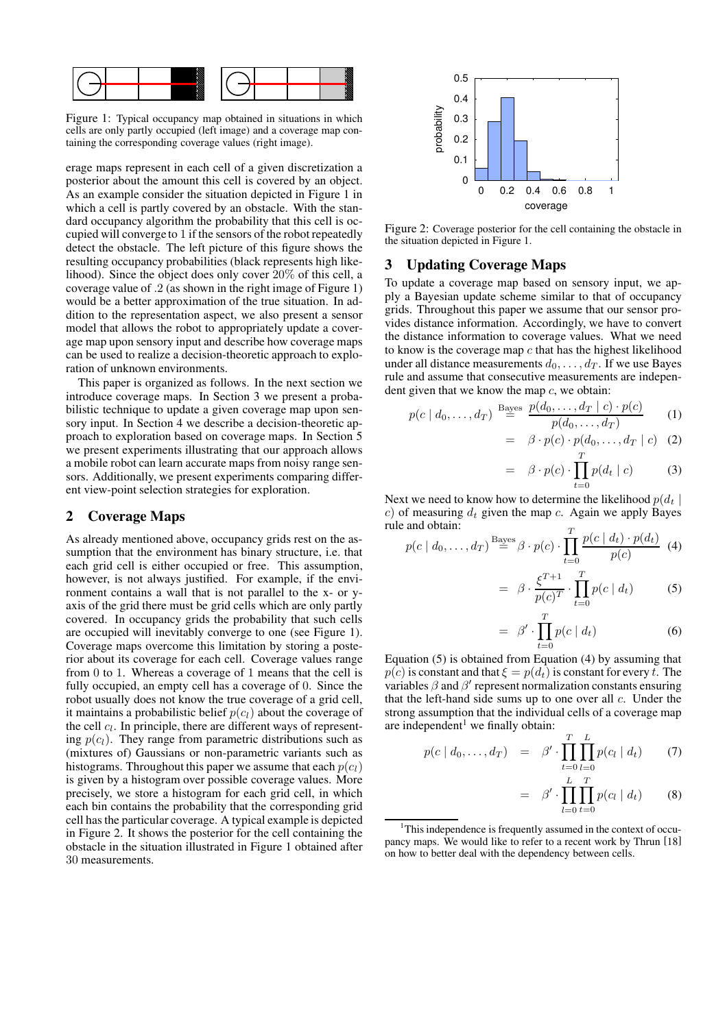Figure 1: Typical occupancy map obtained in situations in which cells are only partly occupied (left image) and a coverage map containing the corresponding coverage values (right image).

erage maps represent in each cell of a given discretization a posterior about the amount this cell is covered by an object. As an example consider the situation depicted in Figure 1 in which a cell is partly covered by an obstacle. With the standard occupancy algorithm the probability that this cell is occupied will converge to 1 if the sensors of the robot repeatedly detect the obstacle. The left picture of this figure shows the resulting occupancy probabilities (black represents high likelihood). Since the object does only cover 20% of this cell, a coverage value of .2 (as shown in the right image of Figure 1) would be a better approximation of the true situation. In addition to the representation aspect, we also present a sensor model that allows the robot to appropriately update a coverage map upon sensory input and describe how coverage maps can be used to realize a decision-theoretic approach to exploration of unknown environments.

This paper is organized as follows. In the next section we introduce coverage maps. In Section 3 we present a probabilistic technique to update a given coverage map upon sensory input. In Section 4 we describe a decision-theoretic approach to exploration based on coverage maps. In Section 5 we present experiments illustrating that our approach allows a mobile robot can learn accurate maps from noisy range sensors. Additionally, we present experiments comparing different view-point selection strategies for exploration.

## 2 Coverage Maps

As already mentioned above, occupancy grids rest on the assumption that the environment has binary structure, i.e. that each grid cell is either occupied or free. This assumption, however, is not always justified. For example, if the environment contains a wall that is not parallel to the x- or y-axis of the grid there must be grid cells which are only partly covered. In occupancy grids the probability that such cells are occupied will inevitably converge to one (see Figure 1). Coverage maps overcome this limitation by storing a posterior about its coverage for each cell. Coverage values range from 0 to 1. Whereas a coverage of 1 means that the cell is fully occupied, an empty cell has a coverage of 0. Since the robot usually does not know the true coverage of a grid cell, it maintains a probabilistic belief $p(c_l)$ about the coverage of the cell $c_l$. In principle, there are different ways of representing $p(c_l)$. They range from parametric distributions such as (mixtures of) Gaussians or non-parametric variants such as histograms. Throughout this paper we assume that each $p(c_l)$ is given by a histogram over possible coverage values. More precisely, we store a histogram for each grid cell, in which each bin contains the probability that the corresponding grid cell has the particular coverage. A typical example is depicted in Figure 2. It shows the posterior for the cell containing the obstacle in the situation illustrated in Figure 1 obtained after 30 measurements.

probability
0.5
0.4
0.3
0.2
0.1
0
0 0.2 0.4 0.6 0.8 1
coverage

Figure 2: Coverage posterior for the cell containing the obstacle in the situation depicted in Figure 1.

## 3 Updating Coverage Maps

To update a coverage map based on sensory input, we apply a Bayesian update scheme similar to that of occupancy grids. Throughout this paper we assume that our sensor provides distance information. Accordingly, we have to convert the distance information to coverage values. What we need to know is the coverage map $c$ that has the highest likelihood under all distance measurements $d_0, \ldots, d_T$. If we use Bayes rule and assume that consecutive measurements are independent given that we know the map $c$, we obtain:

$$p(c \mid d_0, \ldots, d_T) \stackrel{\text{Bayes}}{=} \frac{p(d_0, \ldots, d_T \mid c) \cdot p(c)}{p(d_0, \ldots, d_T)} \quad (1)$$

$$= \beta \cdot p(c) \cdot p(d_0, \ldots, d_T \mid c) \quad (2)$$

$$= \beta \cdot p(c) \cdot \prod_{t=0}^{T} p(d_t \mid c) \quad (3)$$

Next we need to know how to determine the likelihood $p(d_t \mid c)$ of measuring $d_t$ given the map $c$. Again we apply Bayes rule and obtain:

$$p(c \mid d_0, \ldots, d_T) \stackrel{\text{Bayes}}{=} \beta \cdot p(c) \cdot \prod_{t=0}^{T} \frac{p(c \mid d_t) \cdot p(d_t)}{p(c)} \quad (4)$$

$$= \beta \cdot \frac{\xi^{T+1}}{p(c)^T} \cdot \prod_{t=0}^{T} p(c \mid d_t) \quad (5)$$

$$= \beta' \cdot \prod_{t=0}^{T} p(c \mid d_t) \quad (6)$$

Equation (5) is obtained from Equation (4) by assuming that $p(c)$ is constant and that $\xi = p(d_t)$ is constant for every $t$. The variables $\beta$ and $\beta'$ represent normalization constants ensuring that the left-hand side sums up to one over all $c$. Under the strong assumption that the individual cells of a coverage map are independent[1] we finally obtain:

$$p(c \mid d_0, \ldots, d_T) = \beta' \cdot \prod_{t=0}^{T} \prod_{l=0}^{L} p(c_l \mid d_t) \quad (7)$$

$$= \beta' \cdot \prod_{l=0}^{L} \prod_{t=0}^{T} p(c_l \mid d_t) \quad (8)$$

[1] This independence is frequently assumed in the context of occupancy maps. We would like to refer to a recent work by Thrun [18] on how to better deal with the dependency between cells.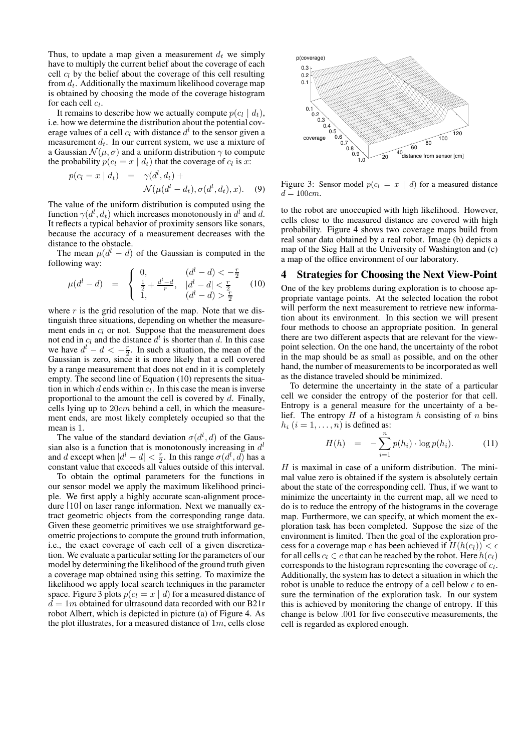Thus, to update a map given a measurement $d_t$ we simply have to multiply the current belief about the coverage of each cell $c_l$ by the belief about the coverage of this cell resulting from $d_t$. Additionally the maximum likelihood coverage map is obtained by choosing the mode of the coverage histogram for each cell $c_l$.

It remains to describe how we actually compute $p(c_l \mid d_t)$, i.e. how we determine the distribution about the potential coverage values of a cell $c_l$ with distance $d^l$ to the sensor given a measurement $d_t$. In our current system, we use a mixture of a Gaussian $\mathcal{N}(\mu, \sigma)$ and a uniform distribution $\gamma$ to compute the probability $p(c_l = x \mid d_t)$ that the coverage of $c_l$ is $x$:

$$p(c_l = x \mid d_t) = \gamma(d^l, d_t) + \mathcal{N}(\mu(d^l - d_t), \sigma(d^l, d_t), x). \quad (9)$$

The value of the uniform distribution is computed using the function $\gamma(d^l, d_t)$ which increases monotonously in $d^l$ and $d$. It reflects a typical behavior of proximity sensors like sonars, because the accuracy of a measurement decreases with the distance to the obstacle.

The mean $\mu(d^l - d)$ of the Gaussian is computed in the following way:

$$\mu(d^l - d) = \begin{cases} 0, & (d^l - d) < -\frac{r}{2} \\ \frac{1}{2} + \frac{d^l - d}{r}, & |d^l - d| < \frac{r}{2} \\ 1, & (d^l - d) > \frac{r}{2} \end{cases} \quad (10)$$

where $r$ is the grid resolution of the map. Note that we distinguish three situations, depending on whether the measurement ends in $c_l$ or not. Suppose that the measurement does not end in $c_l$ and the distance $d^l$ is shorter than $d$. In this case we have $d^l - d < -\frac{r}{2}$. In such a situation, the mean of the Gaussian is zero, since it is more likely that a cell covered by a range measurement that does not end in it is completely empty. The second line of Equation (10) represents the situation in which $d$ ends within $c_l$. In this case the mean is inverse proportional to the amount the cell is covered by $d$. Finally, cells lying up to $20cm$ behind a cell, in which the measurement ends, are most likely completely occupied so that the mean is 1.

The value of the standard deviation $\sigma(d^l, d)$ of the Gaussian also is a function that is monotonously increasing in $d^l$ and $d$ except when $|d^l - d| < \frac{r}{2}$. In this range $\sigma(d^l, d)$ has a constant value that exceeds all values outside of this interval.

To obtain the optimal parameters for the functions in our sensor model we apply the maximum likelihood principle. We first apply a highly accurate scan-alignment procedure [10] on laser range information. Next we manually extract geometric objects from the corresponding range data. Given these geometric primitives we use straightforward geometric projections to compute the ground truth information, i.e., the exact coverage of each cell of a given discretization. We evaluate a particular setting for the parameters of our model by determining the likelihood of the ground truth given a coverage map obtained using this setting. To maximize the likelihood we apply local search techniques in the parameter space. Figure 3 plots $p(c_l = x \mid d)$ for a measured distance of $d = 1m$ obtained for ultrasound data recorded with our B21r robot Albert, which is depicted in picture (a) of Figure 4. As the plot illustrates, for a measured distance of $1m$, cells close

p(coverage)
0.3
0.2
0.1
0.1
0.2
0.3
0.4
0.5
coverage 0.6
0.7
0.8
0.9
1.0
20
40
60
80
100
120
distance from sensor [cm]

Figure 3: Sensor model $p(c_l = x \mid d)$ for a measured distance $d = 100cm$.

to the robot are unoccupied with high likelihood. However, cells close to the measured distance are covered with high probability. Figure 4 shows two coverage maps build from real sonar data obtained by a real robot. Image (b) depicts a map of the Sieg Hall at the University of Washington and (c) a map of the office environment of our laboratory.

## 4 Strategies for Choosing the Next View-Point

One of the key problems during exploration is to choose appropriate vantage points. At the selected location the robot will perform the next measurement to retrieve new information about its environment. In this section we will present four methods to choose an appropriate position. In general there are two different aspects that are relevant for the view-point selection. On the one hand, the uncertainty of the robot in the map should be as small as possible, and on the other hand, the number of measurements to be incorporated as well as the distance traveled should be minimized.

To determine the uncertainty in the state of a particular cell we consider the entropy of the posterior for that cell. Entropy is a general measure for the uncertainty of a belief. The entropy $H$ of a histogram $h$ consisting of $n$ bins $h_i$ $(i = 1, \ldots, n)$ is defined as:

$$H(h) = -\sum_{i=1}^{n} p(h_i) \cdot \log p(h_i). \quad (11)$$

$H$ is maximal in case of a uniform distribution. The minimal value zero is obtained if the system is absolutely certain about the state of the corresponding cell. Thus, if we want to minimize the uncertainty in the current map, all we need to do is to reduce the entropy of the histograms in the coverage map. Furthermore, we can specify, at which moment the exploration task has been completed. Suppose the size of the environment is limited. Then the goal of the exploration process for a coverage map $c$ has been achieved if $H(h(c_l)) < \epsilon$ for all cells $c_l \in c$ that can be reached by the robot. Here $h(c_l)$ corresponds to the histogram representing the coverage of $c_l$. Additionally, the system has to detect a situation in which the robot is unable to reduce the entropy of a cell below $\epsilon$ to ensure the termination of the exploration task. In our system this is achieved by monitoring the change of entropy. If this change is below .001 for five consecutive measurements, the cell is regarded as explored enough.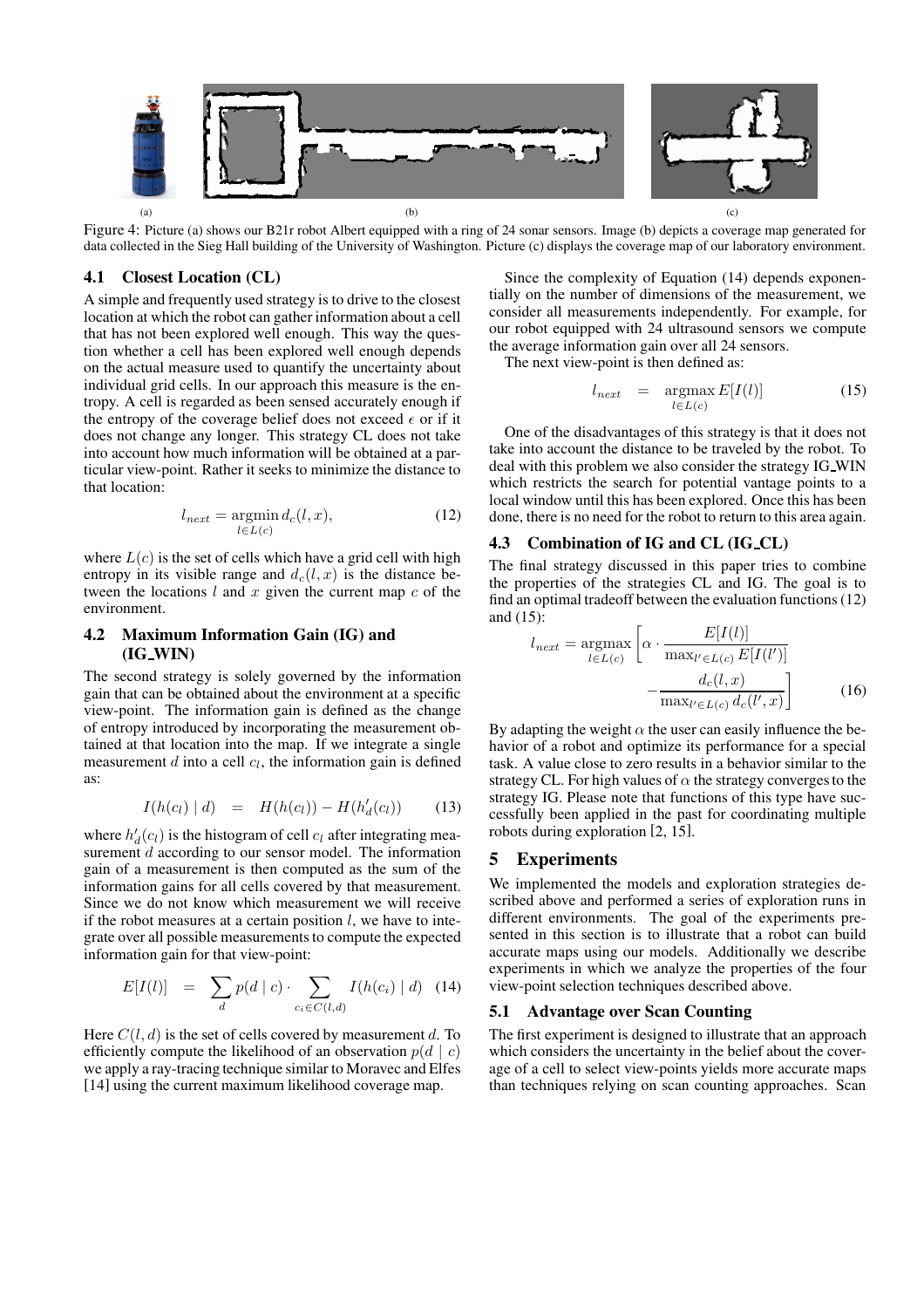(a) (b) (c)

Figure 4: Picture (a) shows our B21r robot Albert equipped with a ring of 24 sonar sensors. Image (b) depicts a coverage map generated for data collected in the Sieg Hall building of the University of Washington. Picture (c) displays the coverage map of our laboratory environment.

### 4.1 Closest Location (CL)

A simple and frequently used strategy is to drive to the closest location at which the robot can gather information about a cell that has not been explored well enough. This way the question whether a cell has been explored well enough depends on the actual measure used to quantify the uncertainty about individual grid cells. In our approach this measure is the entropy. A cell is regarded as been sensed accurately enough if the entropy of the coverage belief does not exceed $\epsilon$ or if it does not change any longer. This strategy CL does not take into account how much information will be obtained at a particular view-point. Rather it seeks to minimize the distance to that location:

$$l_{next} = \operatorname*{argmin}_{l \in L(c)} d_c(l, x), \tag{12}$$

where $L(c)$ is the set of cells which have a grid cell with high entropy in its visible range and $d_c(l, x)$ is the distance between the locations $l$ and $x$ given the current map $c$ of the environment.

### 4.2 Maximum Information Gain (IG) and (IG_WIN)

The second strategy is solely governed by the information gain that can be obtained about the environment at a specific view-point. The information gain is defined as the change of entropy introduced by incorporating the measurement obtained at that location into the map. If we integrate a single measurement $d$ into a cell $c_l$, the information gain is defined as:

$$I(h(c_l) \mid d) \quad = \quad H(h(c_l)) - H(h'_d(c_l)) \tag{13}$$

where $h'_d(c_l)$ is the histogram of cell $c_l$ after integrating measurement $d$ according to our sensor model. The information gain of a measurement is then computed as the sum of the information gains for all cells covered by that measurement. Since we do not know which measurement we will receive if the robot measures at a certain position $l$, we have to integrate over all possible measurements to compute the expected information gain for that view-point:

$$E[I(l)] \quad = \quad \sum_d p(d \mid c) \cdot \sum_{c_i \in C(l,d)} I(h(c_i) \mid d) \tag{14}$$

Here $C(l, d)$ is the set of cells covered by measurement $d$. To efficiently compute the likelihood of an observation $p(d \mid c)$ we apply a ray-tracing technique similar to Moravec and Elfes [14] using the current maximum likelihood coverage map.

Since the complexity of Equation (14) depends exponentially on the number of dimensions of the measurement, we consider all measurements independently. For example, for our robot equipped with 24 ultrasound sensors we compute the average information gain over all 24 sensors.

The next view-point is then defined as:

$$l_{next} \quad = \quad \operatorname*{argmax}_{l \in L(c)} E[I(l)] \tag{15}$$

One of the disadvantages of this strategy is that it does not take into account the distance to be traveled by the robot. To deal with this problem we also consider the strategy IG_WIN which restricts the search for potential vantage points to a local window until this has been explored. Once this has been done, there is no need for the robot to return to this area again.

### 4.3 Combination of IG and CL (IG_CL)

The final strategy discussed in this paper tries to combine the properties of the strategies CL and IG. The goal is to find an optimal tradeoff between the evaluation functions (12) and (15):

$$l_{next} = \operatorname*{argmax}_{l \in L(c)} \left[ \alpha \cdot \frac{E[I(l)]}{\max_{l' \in L(c)} E[I(l')]} - \frac{d_c(l, x)}{\max_{l' \in L(c)} d_c(l', x)} \right] \tag{16}$$

By adapting the weight $\alpha$ the user can easily influence the behavior of a robot and optimize its performance for a special task. A value close to zero results in a behavior similar to the strategy CL. For high values of $\alpha$ the strategy converges to the strategy IG. Please note that functions of this type have successfully been applied in the past for coordinating multiple robots during exploration [2, 15].

## 5 Experiments

We implemented the models and exploration strategies described above and performed a series of exploration runs in different environments. The goal of the experiments presented in this section is to illustrate that a robot can build accurate maps using our models. Additionally we describe experiments in which we analyze the properties of the four view-point selection techniques described above.

### 5.1 Advantage over Scan Counting

The first experiment is designed to illustrate that an approach which considers the uncertainty in the belief about the coverage of a cell to select view-points yields more accurate maps than techniques relying on scan counting approaches. Scan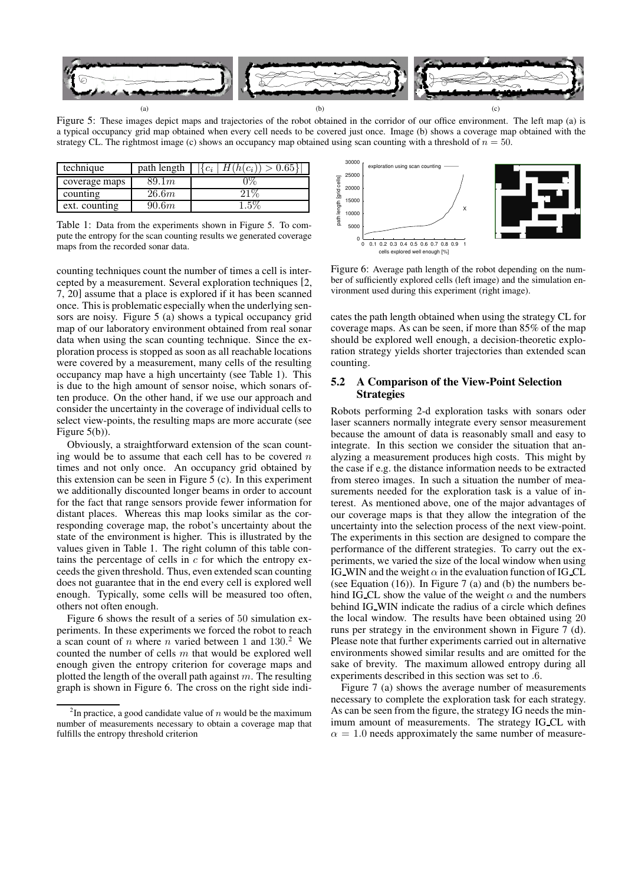(a) (b) (c)

Figure 5: These images depict maps and trajectories of the robot obtained in the corridor of our office environment. The left map (a) is a typical occupancy grid map obtained when every cell needs to be covered just once. Image (b) shows a coverage map obtained with the strategy CL. The rightmost image (c) shows an occupancy map obtained using scan counting with a threshold of $n = 50$.

| technique | path length | $\lvert\{c_i \mid H(h(c_i)) > 0.65\}\rvert$ |
|---|---|---|
| coverage maps | $89.1m$ | $0\%$ |
| counting | $26.6m$ | $21\%$ |
| ext. counting | $90.6m$ | $1.5\%$ |

Table 1: Data from the experiments shown in Figure 5. To compute the entropy for the scan counting results we generated coverage maps from the recorded sonar data.

counting techniques count the number of times a cell is intercepted by a measurement. Several exploration techniques [2, 7, 20] assume that a place is explored if it has been scanned once. This is problematic especially when the underlying sensors are noisy. Figure 5 (a) shows a typical occupancy grid map of our laboratory environment obtained from real sonar data when using the scan counting technique. Since the exploration process is stopped as soon as all reachable locations were covered by a measurement, many cells of the resulting occupancy map have a high uncertainty (see Table 1). This is due to the high amount of sensor noise, which sonars often produce. On the other hand, if we use our approach and consider the uncertainty in the coverage of individual cells to select view-points, the resulting maps are more accurate (see Figure 5(b)).

Obviously, a straightforward extension of the scan counting would be to assume that each cell has to be covered $n$ times and not only once. An occupancy grid obtained by this extension can be seen in Figure 5 (c). In this experiment we additionally discounted longer beams in order to account for the fact that range sensors provide fewer information for distant places. Whereas this map looks similar as the corresponding coverage map, the robot's uncertainty about the state of the environment is higher. This is illustrated by the values given in Table 1. The right column of this table contains the percentage of cells in $c$ for which the entropy exceeds the given threshold. Thus, even extended scan counting does not guarantee that in the end every cell is explored well enough. Typically, some cells will be measured too often, others not often enough.

Figure 6 shows the result of a series of 50 simulation experiments. In these experiments we forced the robot to reach a scan count of $n$ where $n$ varied between 1 and 130.[2] We counted the number of cells $m$ that would be explored well enough given the entropy criterion for coverage maps and plotted the length of the overall path against $m$. The resulting graph is shown in Figure 6. The cross on the right side indicates the path length obtained when using the strategy CL for coverage maps. As can be seen, if more than 85% of the map should be explored well enough, a decision-theoretic exploration strategy yields shorter trajectories than extended scan counting.

[2] In practice, a good candidate value of $n$ would be the maximum number of measurements necessary to obtain a coverage map that fulfills the entropy threshold criterion

exploration using scan counting
path length [grid cells]
30000
25000
20000
15000
10000
5000
0
0 0.1 0.2 0.3 0.4 0.5 0.6 0.7 0.8 0.9 1
cells explored well enough [%]
X

Figure 6: Average path length of the robot depending on the number of sufficiently explored cells (left image) and the simulation environment used during this experiment (right image).

## 5.2 A Comparison of the View-Point Selection Strategies

Robots performing 2-d exploration tasks with sonars oder laser scanners normally integrate every sensor measurement because the amount of data is reasonably small and easy to integrate. In this section we consider the situation that analyzing a measurement produces high costs. This might by the case if e.g. the distance information needs to be extracted from stereo images. In such a situation the number of measurements needed for the exploration task is a value of interest. As mentioned above, one of the major advantages of our coverage maps is that they allow the integration of the uncertainty into the selection process of the next view-point. The experiments in this section are designed to compare the performance of the different strategies. To carry out the experiments, we varied the size of the local window when using IG_WIN and the weight $\alpha$ in the evaluation function of IG_CL (see Equation (16)). In Figure 7 (a) and (b) the numbers behind IG_CL show the value of the weight $\alpha$ and the numbers behind IG_WIN indicate the radius of a circle which defines the local window. The results have been obtained using 20 runs per strategy in the environment shown in Figure 7 (d). Please note that further experiments carried out in alternative environments showed similar results and are omitted for the sake of brevity. The maximum allowed entropy during all experiments described in this section was set to .6.

Figure 7 (a) shows the average number of measurements necessary to complete the exploration task for each strategy. As can be seen from the figure, the strategy IG needs the minimum amount of measurements. The strategy IG_CL with $\alpha = 1.0$ needs approximately the same number of measure-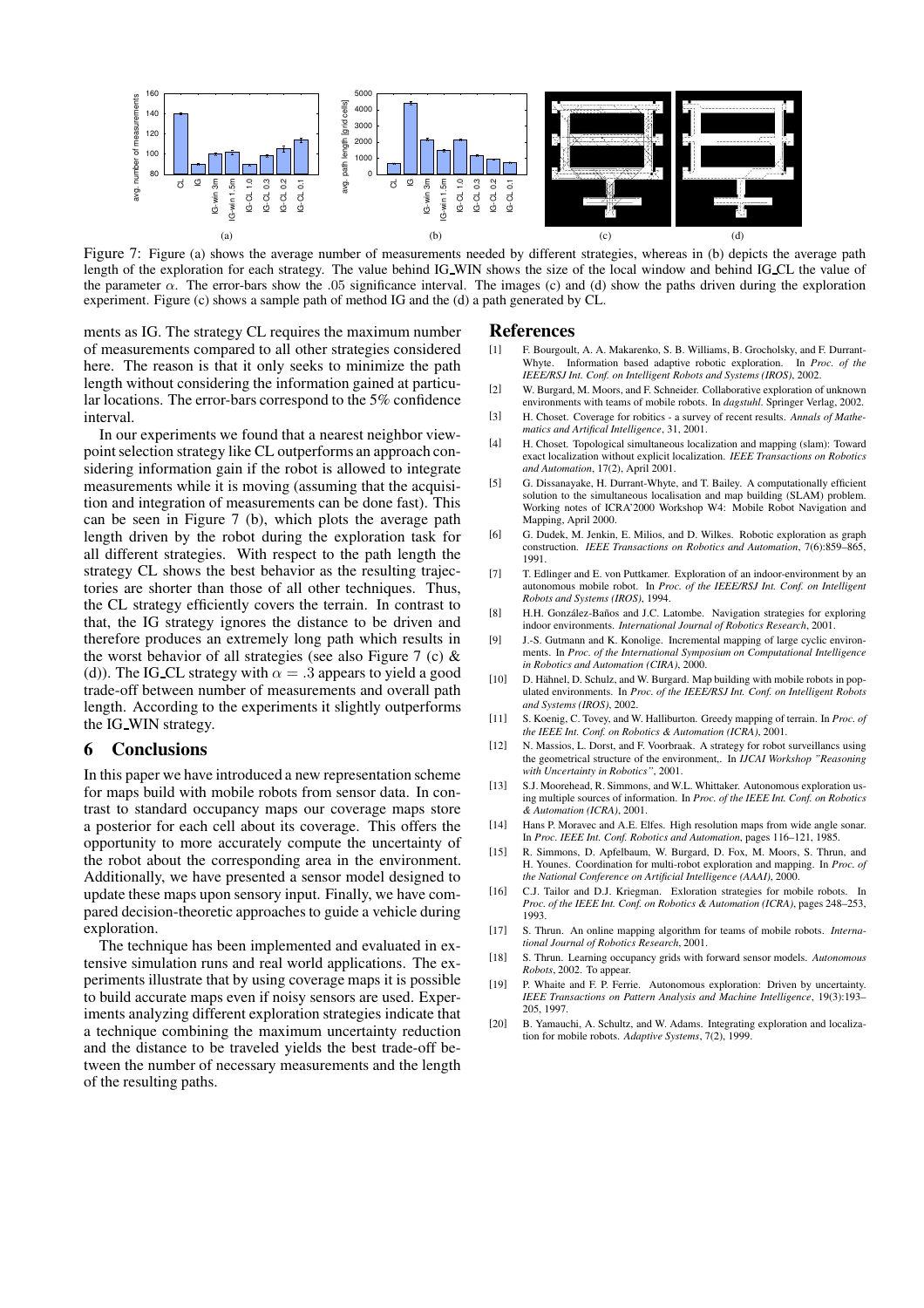avg. number of measurements

160
140
120
100
80

CL
IG
IG-win 3m
IG-win 1.5m
IG-CL 1.0
IG-CL 0.3
IG-CL 0.2
IG-CL 0.1

(a)

avg. path length [grid cells]

5000
4000
3000
2000
1000
0

CL
IG
IG-win 3m
IG-win 1.5m
IG-CL 1.0
IG-CL 0.3
IG-CL 0.2
IG-CL 0.1

(b)

(c)

(d)

Figure 7: Figure (a) shows the average number of measurements needed by different strategies, whereas in (b) depicts the average path length of the exploration for each strategy. The value behind IG_WIN shows the size of the local window and behind IG_CL the value of the parameter $\alpha$. The error-bars show the .05 significance interval. The images (c) and (d) show the paths driven during the exploration experiment. Figure (c) shows a sample path of method IG and the (d) a path generated by CL.

ments as IG. The strategy CL requires the maximum number of measurements compared to all other strategies considered here. The reason is that it only seeks to minimize the path length without considering the information gained at particular locations. The error-bars correspond to the 5% confidence interval.

In our experiments we found that a nearest neighbor viewpoint selection strategy like CL outperforms an approach considering information gain if the robot is allowed to integrate measurements while it is moving (assuming that the acquisition and integration of measurements can be done fast). This can be seen in Figure 7 (b), which plots the average path length driven by the robot during the exploration task for all different strategies. With respect to the path length the strategy CL shows the best behavior as the resulting trajectories are shorter than those of all other techniques. Thus, the CL strategy efficiently covers the terrain. In contrast to that, the IG strategy ignores the distance to be driven and therefore produces an extremely long path which results in the worst behavior of all strategies (see also Figure 7 (c) & (d)). The IG_CL strategy with $\alpha = .3$ appears to yield a good trade-off between number of measurements and overall path length. According to the experiments it slightly outperforms the IG_WIN strategy.

## 6 Conclusions

In this paper we have introduced a new representation scheme for maps build with mobile robots from sensor data. In contrast to standard occupancy maps our coverage maps store a posterior for each cell about its coverage. This offers the opportunity to more accurately compute the uncertainty of the robot about the corresponding area in the environment. Additionally, we have presented a sensor model designed to update these maps upon sensory input. Finally, we have compared decision-theoretic approaches to guide a vehicle during exploration.

The technique has been implemented and evaluated in extensive simulation runs and real world applications. The experiments illustrate that by using coverage maps it is possible to build accurate maps even if noisy sensors are used. Experiments analyzing different exploration strategies indicate that a technique combining the maximum uncertainty reduction and the distance to be traveled yields the best trade-off between the number of necessary measurements and the length of the resulting paths.

## References

[1] F. Bourgoult, A. A. Makarenko, S. B. Williams, B. Grocholsky, and F. Durrant-Whyte. Information based adaptive robotic exploration. In *Proc. of the IEEE/RSJ Int. Conf. on Intelligent Robots and Systems (IROS)*, 2002.

[2] W. Burgard, M. Moors, and F. Schneider. Collaborative exploration of unknown environments with teams of mobile robots. In *dagstuhl*. Springer Verlag, 2002.

[3] H. Choset. Coverage for robotics - a survey of recent results. *Annals of Mathematics and Artifical Intelligence*, 31, 2001.

[4] H. Choset. Topological simultaneous localization and mapping (slam): Toward exact localization without explicit localization. *IEEE Transactions on Robotics and Automation*, 17(2), April 2001.

[5] G. Dissanayake, H. Durrant-Whyte, and T. Bailey. A computationally efficient solution to the simultaneous localisation and map building (SLAM) problem. Working notes of ICRA'2000 Workshop W4: Mobile Robot Navigation and Mapping, April 2000.

[6] G. Dudek, M. Jenkin, E. Milios, and D. Wilkes. Robotic exploration as graph construction. *IEEE Transactions on Robotics and Automation*, 7(6):859–865, 1991.

[7] T. Edlinger and E. von Puttkamer. Exploration of an indoor-environment by an autonomous mobile robot. In *Proc. of the IEEE/RSJ Int. Conf. on Intelligent Robots and Systems (IROS)*, 1994.

[8] H.H. González-Baños and J.C. Latombe. Navigation strategies for exploring indoor environments. *International Journal of Robotics Research*, 2001.

[9] J.-S. Gutmann and K. Konolige. Incremental mapping of large cyclic environments. In *Proc. of the International Symposium on Computational Intelligence in Robotics and Automation (CIRA)*, 2000.

[10] D. Hähnel, D. Schulz, and W. Burgard. Map building with mobile robots in populated environments. In *Proc. of the IEEE/RSJ Int. Conf. on Intelligent Robots and Systems (IROS)*, 2002.

[11] S. Koenig, C. Tovey, and W. Halliburton. Greedy mapping of terrain. In *Proc. of the IEEE Int. Conf. on Robotics & Automation (ICRA)*, 2001.

[12] N. Massios, L. Dorst, and F. Voorbraak. A strategy for robot surveillancs using the geometrical structure of the environment,. In *IJCAI Workshop "Reasoning with Uncertainty in Robotics"*, 2001.

[13] S.J. Moorehead, R. Simmons, and W.L. Whittaker. Autonomous exploration using multiple sources of information. In *Proc. of the IEEE Int. Conf. on Robotics & Automation (ICRA)*, 2001.

[14] Hans P. Moravec and A.E. Elfes. High resolution maps from wide angle sonar. In *Proc. IEEE Int. Conf. Robotics and Automation*, pages 116–121, 1985.

[15] R. Simmons, D. Apfelbaum, W. Burgard, D. Fox, M. Moors, S. Thrun, and H. Younes. Coordination for multi-robot exploration and mapping. In *Proc. of the National Conference on Artificial Intelligence (AAAI)*, 2000.

[16] C.J. Tailor and D.J. Kriegman. Exloration strategies for mobile robots. In *Proc. of the IEEE Int. Conf. on Robotics & Automation (ICRA)*, pages 248–253, 1993.

[17] S. Thrun. An online mapping algorithm for teams of mobile robots. *International Journal of Robotics Research*, 2001.

[18] S. Thrun. Learning occupancy grids with forward sensor models. *Autonomous Robots*, 2002. To appear.

[19] P. Whaite and F. P. Ferrie. Autonomous exploration: Driven by uncertainty. *IEEE Transactions on Pattern Analysis and Machine Intelligence*, 19(3):193–205, 1997.

[20] B. Yamauchi, A. Schultz, and W. Adams. Integrating exploration and localization for mobile robots. *Adaptive Systems*, 7(2), 1999.